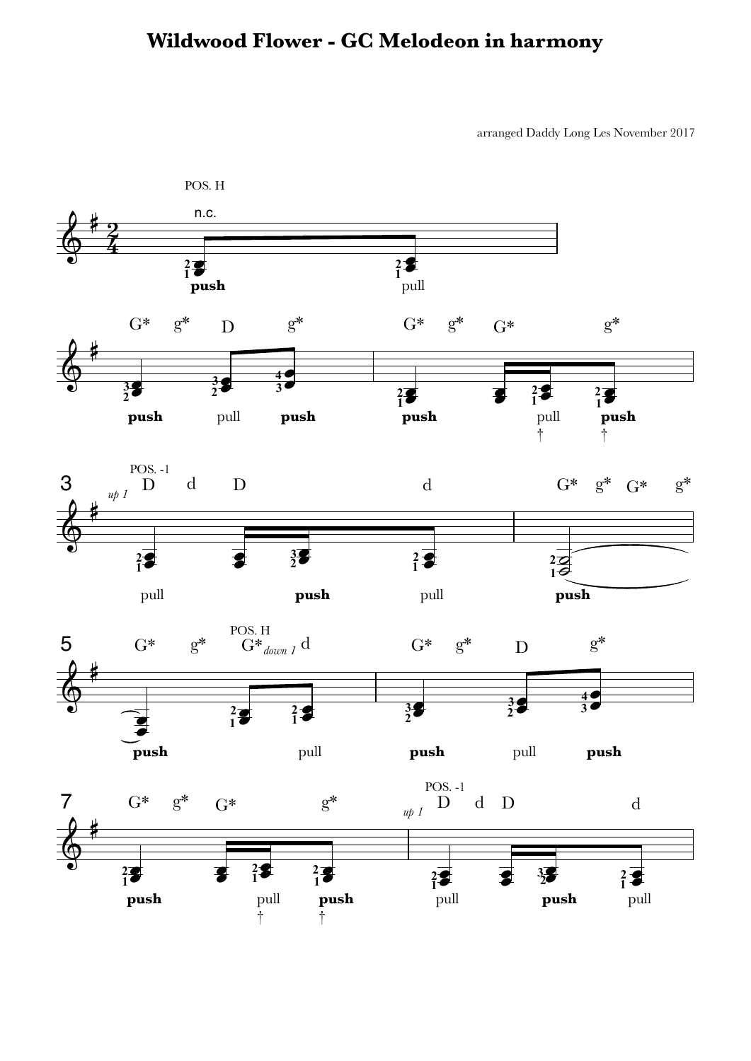# Wildwood Flower - GC Melodeon in harmony

arranged Daddy Long Les November 2017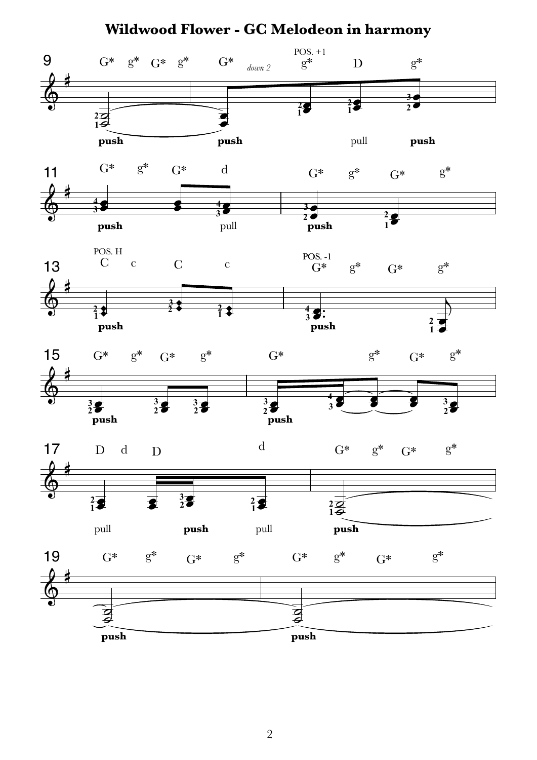# Wildwood Flower - GC Melodeon in harmony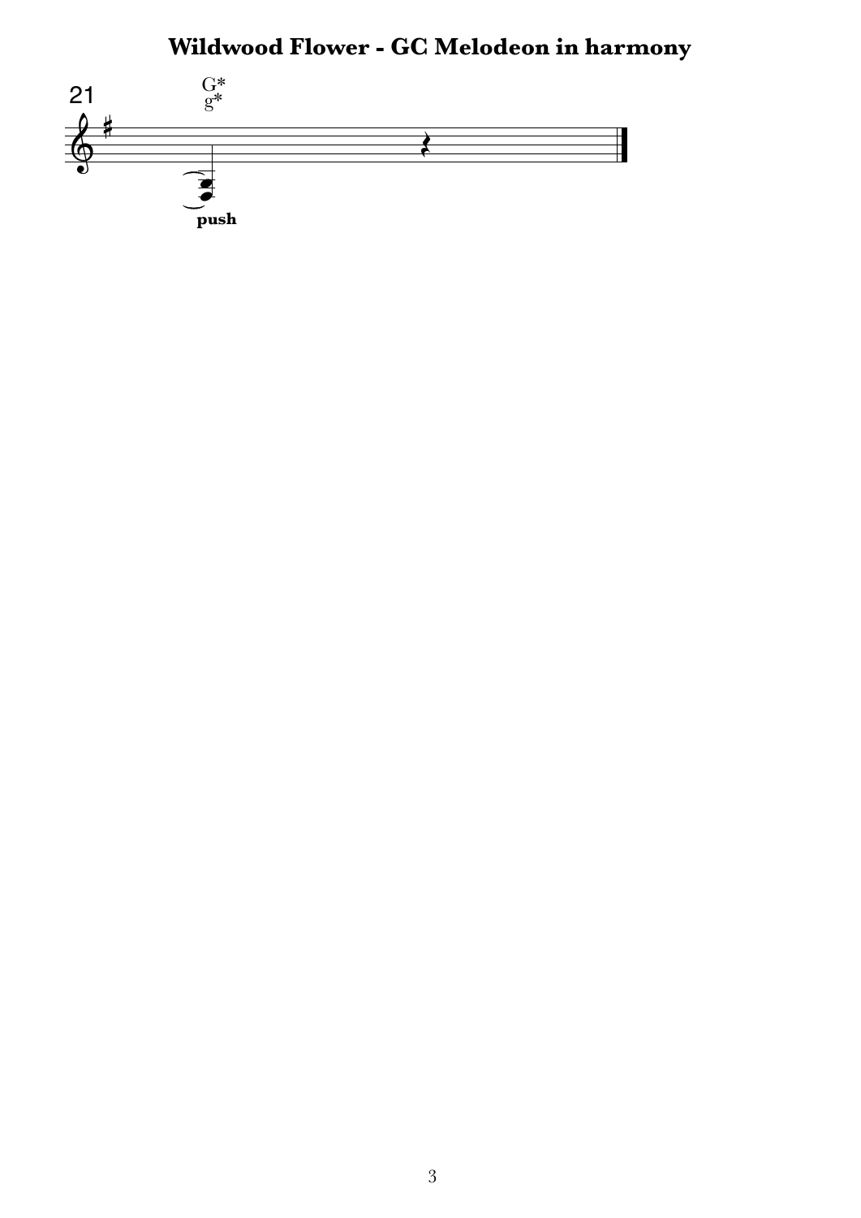# Wildwood Flower - GC Melodeon in harmony